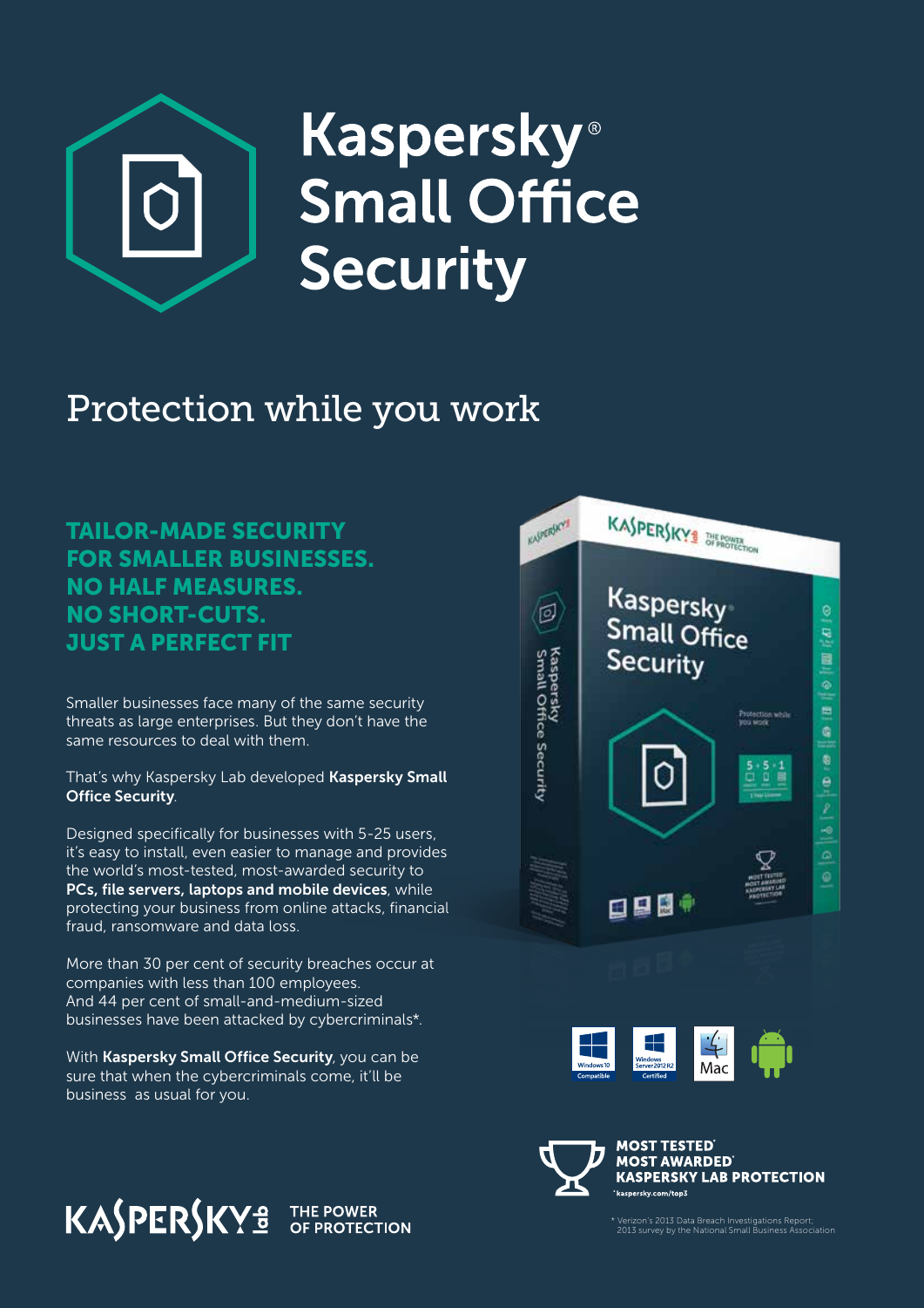# Kaspersky® Small Office Security

## Protection while you work

**TAILOR-MADE SECURITY FOR SMALLER BUSINESSES. NO HALF MEASURES. NO SHORT-CUTS. JUST A PERFECT FIT**

Smaller businesses face many of the same security threats as large enterprises. But they don't have the same resources to deal with them.

That's why Kaspersky Lab developed **Kaspersky Small Office Security**.

Designed specifically for businesses with 5-25 users, it's easy to install, even easier to manage and provides the world's most-tested, most-awarded security to **PCs, file servers, laptops and mobile devices**, while protecting your business from online attacks, financial fraud, ransomware and data loss.

More than 30 per cent of security breaches occur at companies with less than 100 employees. And 44 per cent of small-and-medium-sized businesses have been attacked by cybercriminals*.

With **Kaspersky Small Office Security**, you can be sure that when the cybercriminals come, it'll be business as usual for you.

Windows 10 Compatible | Windows Server 2012 R2 Certified | Mac

**MOST TESTED* MOST AWARDED* KASPERSKY LAB PROTECTION**
*kaspersky.com/top3

KASPERSKY lab THE POWER OF PROTECTION

* Verizon's 2013 Data Breach Investigations Report; 2013 survey by the National Small Business Association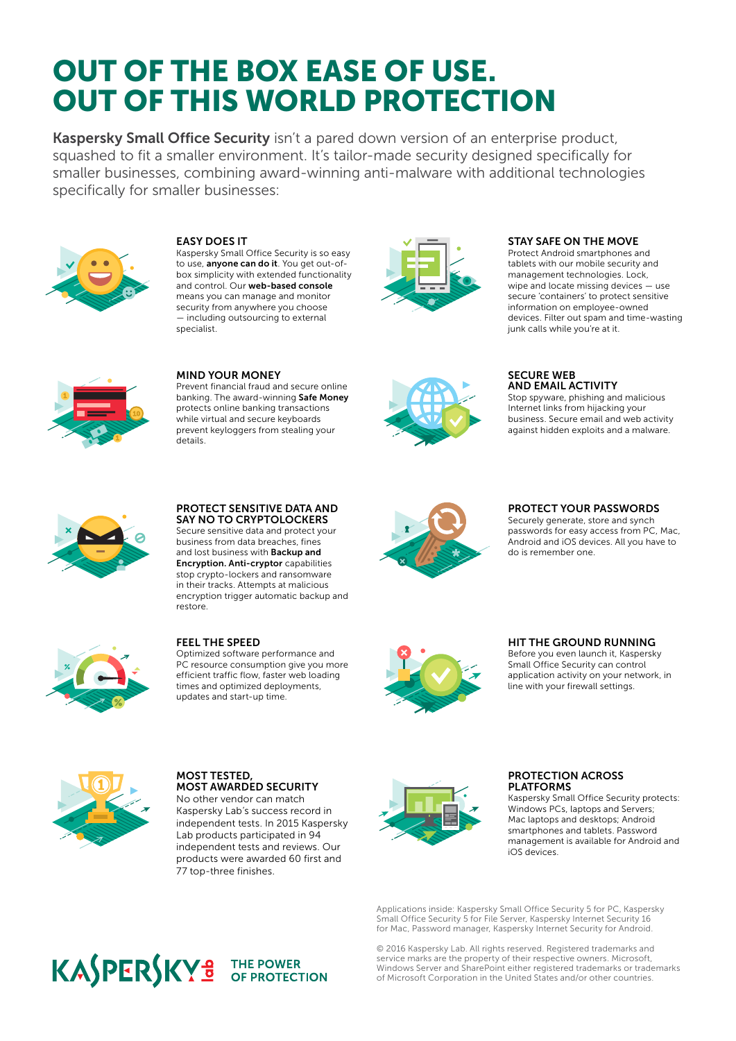# OUT OF THE BOX EASE OF USE. OUT OF THIS WORLD PROTECTION

**Kaspersky Small Office Security** isn't a pared down version of an enterprise product, squashed to fit a smaller environment. It's tailor-made security designed specifically for smaller businesses, combining award-winning anti-malware with additional technologies specifically for smaller businesses:

### EASY DOES IT

Kaspersky Small Office Security is so easy to use, **anyone can do it**. You get out-of-box simplicity with extended functionality and control. Our **web-based console** means you can manage and monitor security from anywhere you choose — including outsourcing to external specialist.

### STAY SAFE ON THE MOVE

Protect Android smartphones and tablets with our mobile security and management technologies. Lock, wipe and locate missing devices — use secure 'containers' to protect sensitive information on employee-owned devices. Filter out spam and time-wasting junk calls while you're at it.

### MIND YOUR MONEY

Prevent financial fraud and secure online banking. The award-winning **Safe Money** protects online banking transactions while virtual and secure keyboards prevent keyloggers from stealing your details.

### SECURE WEB AND EMAIL ACTIVITY

Stop spyware, phishing and malicious Internet links from hijacking your business. Secure email and web activity against hidden exploits and a malware.

### PROTECT SENSITIVE DATA AND SAY NO TO CRYPTOLOCKERS

Secure sensitive data and protect your business from data breaches, fines and lost business with **Backup and Encryption. Anti-cryptor** capabilities stop crypto-lockers and ransomware in their tracks. Attempts at malicious encryption trigger automatic backup and restore.

### PROTECT YOUR PASSWORDS

Securely generate, store and synch passwords for easy access from PC, Mac, Android and iOS devices. All you have to do is remember one.

### FEEL THE SPEED

Optimized software performance and PC resource consumption give you more efficient traffic flow, faster web loading times and optimized deployments, updates and start-up time.

### HIT THE GROUND RUNNING

Before you even launch it, Kaspersky Small Office Security can control application activity on your network, in line with your firewall settings.

### MOST TESTED, MOST AWARDED SECURITY

No other vendor can match Kaspersky Lab's success record in independent tests. In 2015 Kaspersky Lab products participated in 94 independent tests and reviews. Our products were awarded 60 first and 77 top-three finishes.

### PROTECTION ACROSS PLATFORMS

Kaspersky Small Office Security protects: Windows PCs, laptops and Servers; Mac laptops and desktops; Android smartphones and tablets. Password management is available for Android and iOS devices.

Applications inside: Kaspersky Small Office Security 5 for PC, Kaspersky Small Office Security 5 for File Server, Kaspersky Internet Security 16 for Mac, Password manager, Kaspersky Internet Security for Android.

© 2016 Kaspersky Lab. All rights reserved. Registered trademarks and service marks are the property of their respective owners. Microsoft, Windows Server and SharePoint either registered trademarks or trademarks of Microsoft Corporation in the United States and/or other countries.

KASPERSKY lab — THE POWER OF PROTECTION